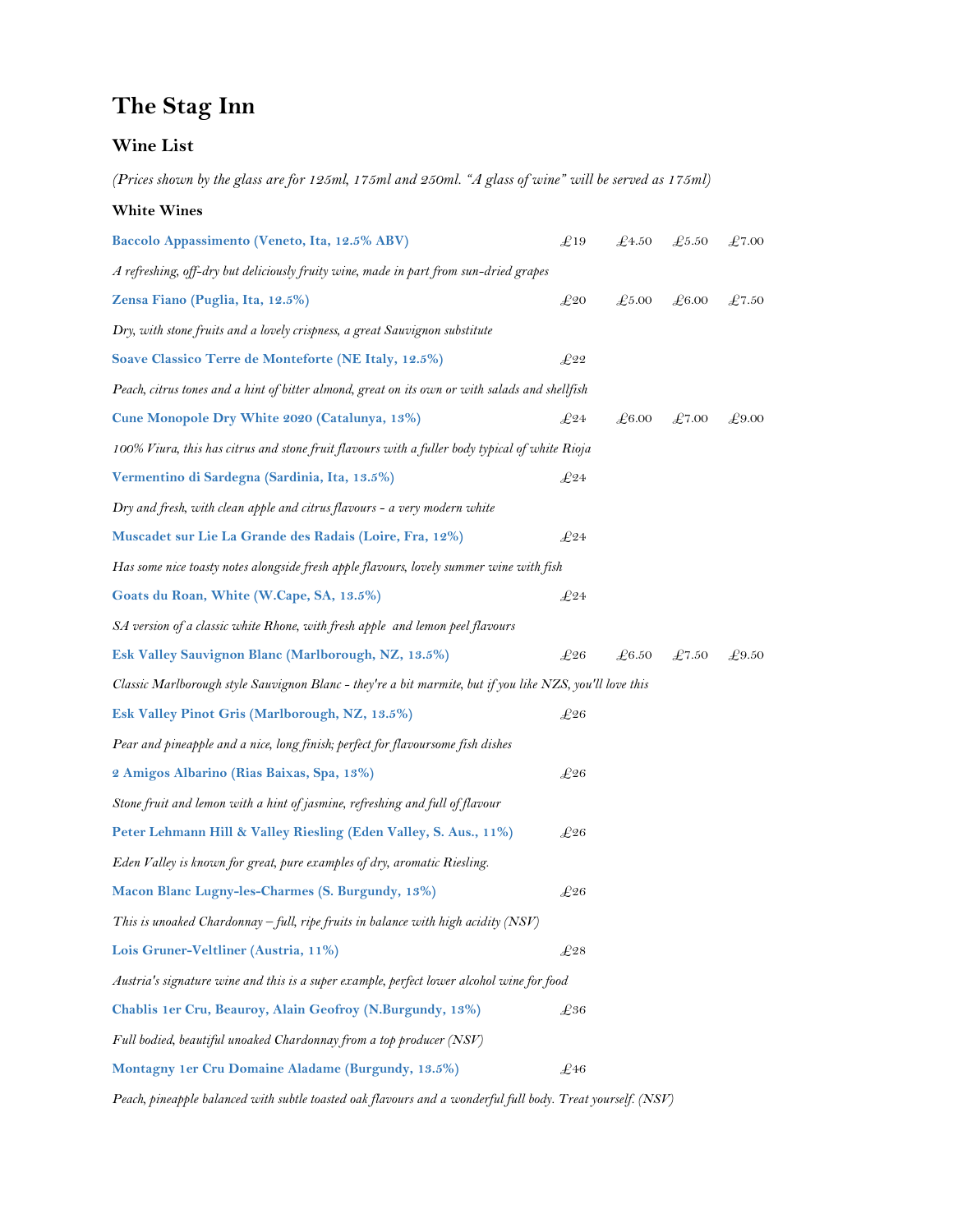# The Stag Inn

## Wine List

*(Prices shown by the glass are for 125ml, 175ml and 250ml. "A glass of wine" will be served as 175ml)*

### White Wines

| Wine | Bottle | 125ml | 175ml | 250ml |
|---|---|---|---|---|
| **Baccolo Appassimento (Veneto, Ita, 12.5% ABV)** | £19 | £4.50 | £5.50 | £7.00 |
| *A refreshing, off-dry but deliciously fruity wine, made in part from sun-dried grapes* | | | | |
| **Zensa Fiano (Puglia, Ita, 12.5%)** | £20 | £5.00 | £6.00 | £7.50 |
| *Dry, with stone fruits and a lovely crispness, a great Sauvignon substitute* | | | | |
| **Soave Classico Terre de Monteforte (NE Italy, 12.5%)** | £22 | | | |
| *Peach, citrus tones and a hint of bitter almond, great on its own or with salads and shellfish* | | | | |
| **Cune Monopole Dry White 2020 (Catalunya, 13%)** | £24 | £6.00 | £7.00 | £9.00 |
| *100% Viura, this has citrus and stone fruit flavours with a fuller body typical of white Rioja* | | | | |
| **Vermentino di Sardegna (Sardinia, Ita, 13.5%)** | £24 | | | |
| *Dry and fresh, with clean apple and citrus flavours - a very modern white* | | | | |
| **Muscadet sur Lie La Grande des Radais (Loire, Fra, 12%)** | £24 | | | |
| *Has some nice toasty notes alongside fresh apple flavours, lovely summer wine with fish* | | | | |
| **Goats du Roan, White (W.Cape, SA, 13.5%)** | £24 | | | |
| *SA version of a classic white Rhone, with fresh apple and lemon peel flavours* | | | | |
| **Esk Valley Sauvignon Blanc (Marlborough, NZ, 13.5%)** | £26 | £6.50 | £7.50 | £9.50 |
| *Classic Marlborough style Sauvignon Blanc - they're a bit marmite, but if you like NZS, you'll love this* | | | | |
| **Esk Valley Pinot Gris (Marlborough, NZ, 13.5%)** | £26 | | | |
| *Pear and pineapple and a nice, long finish; perfect for flavoursome fish dishes* | | | | |
| **2 Amigos Albarino (Rias Baixas, Spa, 13%)** | £26 | | | |
| *Stone fruit and lemon with a hint of jasmine, refreshing and full of flavour* | | | | |
| **Peter Lehmann Hill & Valley Riesling (Eden Valley, S. Aus., 11%)** | £26 | | | |
| *Eden Valley is known for great, pure examples of dry, aromatic Riesling.* | | | | |
| **Macon Blanc Lugny-les-Charmes (S. Burgundy, 13%)** | £26 | | | |
| *This is unoaked Chardonnay – full, ripe fruits in balance with high acidity (NSV)* | | | | |
| **Lois Gruner-Veltliner (Austria, 11%)** | £28 | | | |
| *Austria's signature wine and this is a super example, perfect lower alcohol wine for food* | | | | |
| **Chablis 1er Cru, Beauroy, Alain Geofroy (N.Burgundy, 13%)** | £36 | | | |
| *Full bodied, beautiful unoaked Chardonnay from a top producer (NSV)* | | | | |
| **Montagny 1er Cru Domaine Aladame (Burgundy, 13.5%)** | £46 | | | |
| *Peach, pineapple balanced with subtle toasted oak flavours and a wonderful full body. Treat yourself. (NSV)* | | | | |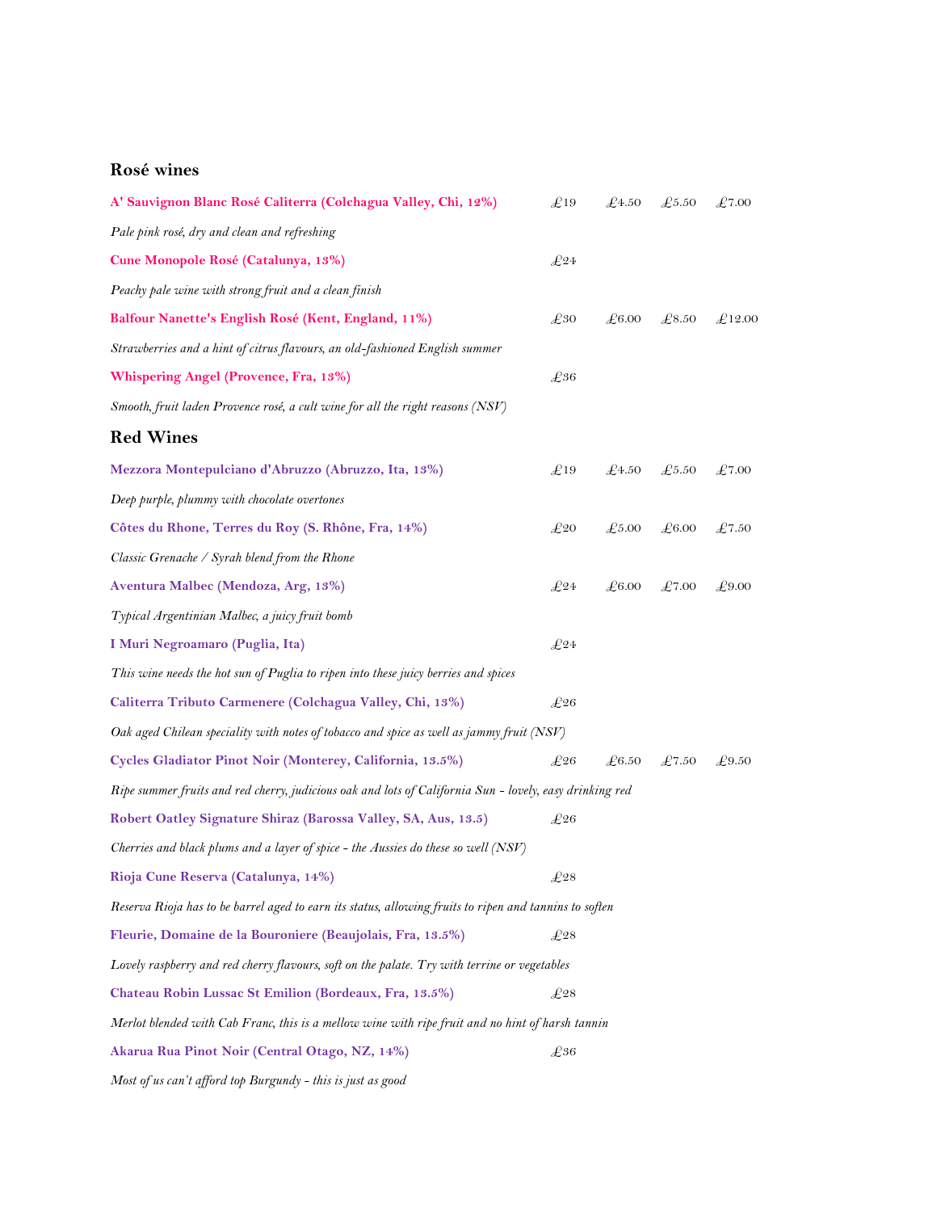## Rosé wines

| | | | | |
|---|---|---|---|---|
| **A' Sauvignon Blanc Rosé Caliterra (Colchagua Valley, Chi, 12%)** | £19 | £4.50 | £5.50 | £7.00 |
| *Pale pink rosé, dry and clean and refreshing* | | | | |
| **Cune Monopole Rosé (Catalunya, 13%)** | £24 | | | |
| *Peachy pale wine with strong fruit and a clean finish* | | | | |
| **Balfour Nanette's English Rosé (Kent, England, 11%)** | £30 | £6.00 | £8.50 | £12.00 |
| *Strawberries and a hint of citrus flavours, an old-fashioned English summer* | | | | |
| **Whispering Angel (Provence, Fra, 13%)** | £36 | | | |
| *Smooth, fruit laden Provence rosé, a cult wine for all the right reasons (NSV)* | | | | |

## Red Wines

| | | | | |
|---|---|---|---|---|
| **Mezzora Montepulciano d'Abruzzo (Abruzzo, Ita, 13%)** | £19 | £4.50 | £5.50 | £7.00 |
| *Deep purple, plummy with chocolate overtones* | | | | |
| **Côtes du Rhone, Terres du Roy (S. Rhône, Fra, 14%)** | £20 | £5.00 | £6.00 | £7.50 |
| *Classic Grenache / Syrah blend from the Rhone* | | | | |
| **Aventura Malbec (Mendoza, Arg, 13%)** | £24 | £6.00 | £7.00 | £9.00 |
| *Typical Argentinian Malbec, a juicy fruit bomb* | | | | |
| **I Muri Negroamaro (Puglia, Ita)** | £24 | | | |
| *This wine needs the hot sun of Puglia to ripen into these juicy berries and spices* | | | | |
| **Caliterra Tributo Carmenere (Colchagua Valley, Chi, 13%)** | £26 | | | |
| *Oak aged Chilean speciality with notes of tobacco and spice as well as jammy fruit (NSV)* | | | | |
| **Cycles Gladiator Pinot Noir (Monterey, California, 13.5%)** | £26 | £6.50 | £7.50 | £9.50 |
| *Ripe summer fruits and red cherry, judicious oak and lots of California Sun - lovely, easy drinking red* | | | | |
| **Robert Oatley Signature Shiraz (Barossa Valley, SA, Aus, 13.5)** | £26 | | | |
| *Cherries and black plums and a layer of spice - the Aussies do these so well (NSV)* | | | | |
| **Rioja Cune Reserva (Catalunya, 14%)** | £28 | | | |
| *Reserva Rioja has to be barrel aged to earn its status, allowing fruits to ripen and tannins to soften* | | | | |
| **Fleurie, Domaine de la Bouroniere (Beaujolais, Fra, 13.5%)** | £28 | | | |
| *Lovely raspberry and red cherry flavours, soft on the palate. Try with terrine or vegetables* | | | | |
| **Chateau Robin Lussac St Emilion (Bordeaux, Fra, 13.5%)** | £28 | | | |
| *Merlot blended with Cab Franc, this is a mellow wine with ripe fruit and no hint of harsh tannin* | | | | |
| **Akarua Rua Pinot Noir (Central Otago, NZ, 14%)** | £36 | | | |
| *Most of us can't afford top Burgundy - this is just as good* | | | | |